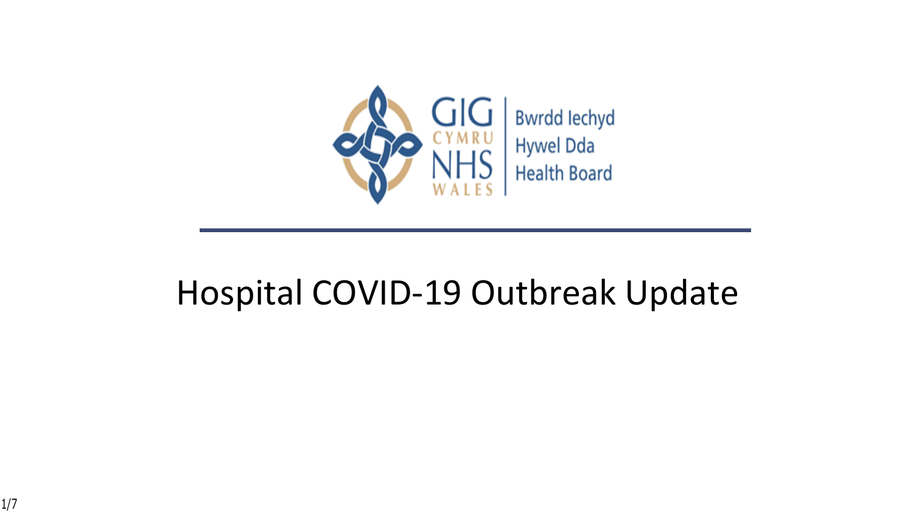GIG CYMRU NHS WALES | Bwrdd Iechyd Hywel Dda Health Board

# Hospital COVID-19 Outbreak Update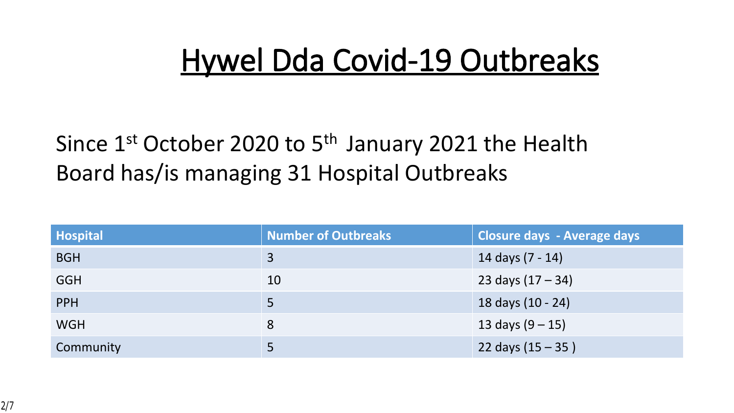# Hywel Dda Covid-19 Outbreaks

Since 1st October 2020 to 5th January 2021 the Health Board has/is managing 31 Hospital Outbreaks

| Hospital | Number of Outbreaks | Closure days - Average days |
| --- | --- | --- |
| BGH | 3 | 14 days (7 - 14) |
| GGH | 10 | 23 days (17 – 34) |
| PPH | 5 | 18 days (10 - 24) |
| WGH | 8 | 13 days (9 – 15) |
| Community | 5 | 22 days (15 – 35 ) |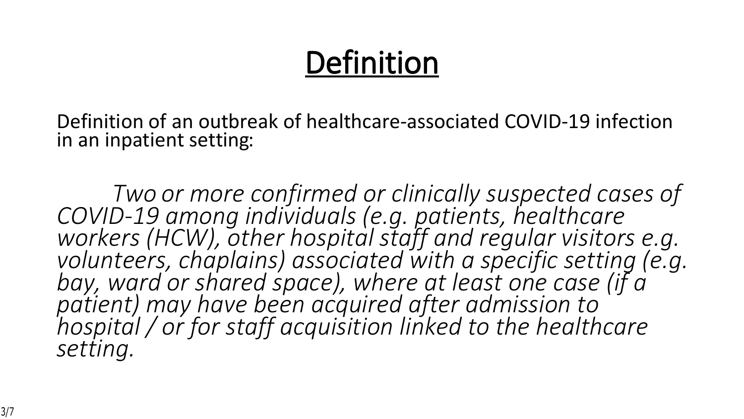# Definition

Definition of an outbreak of healthcare-associated COVID-19 infection in an inpatient setting:

*Two or more confirmed or clinically suspected cases of COVID-19 among individuals (e.g. patients, healthcare workers (HCW), other hospital staff and regular visitors e.g. volunteers, chaplains) associated with a specific setting (e.g. bay, ward or shared space), where at least one case (if a patient) may have been acquired after admission to hospital / or for staff acquisition linked to the healthcare setting.*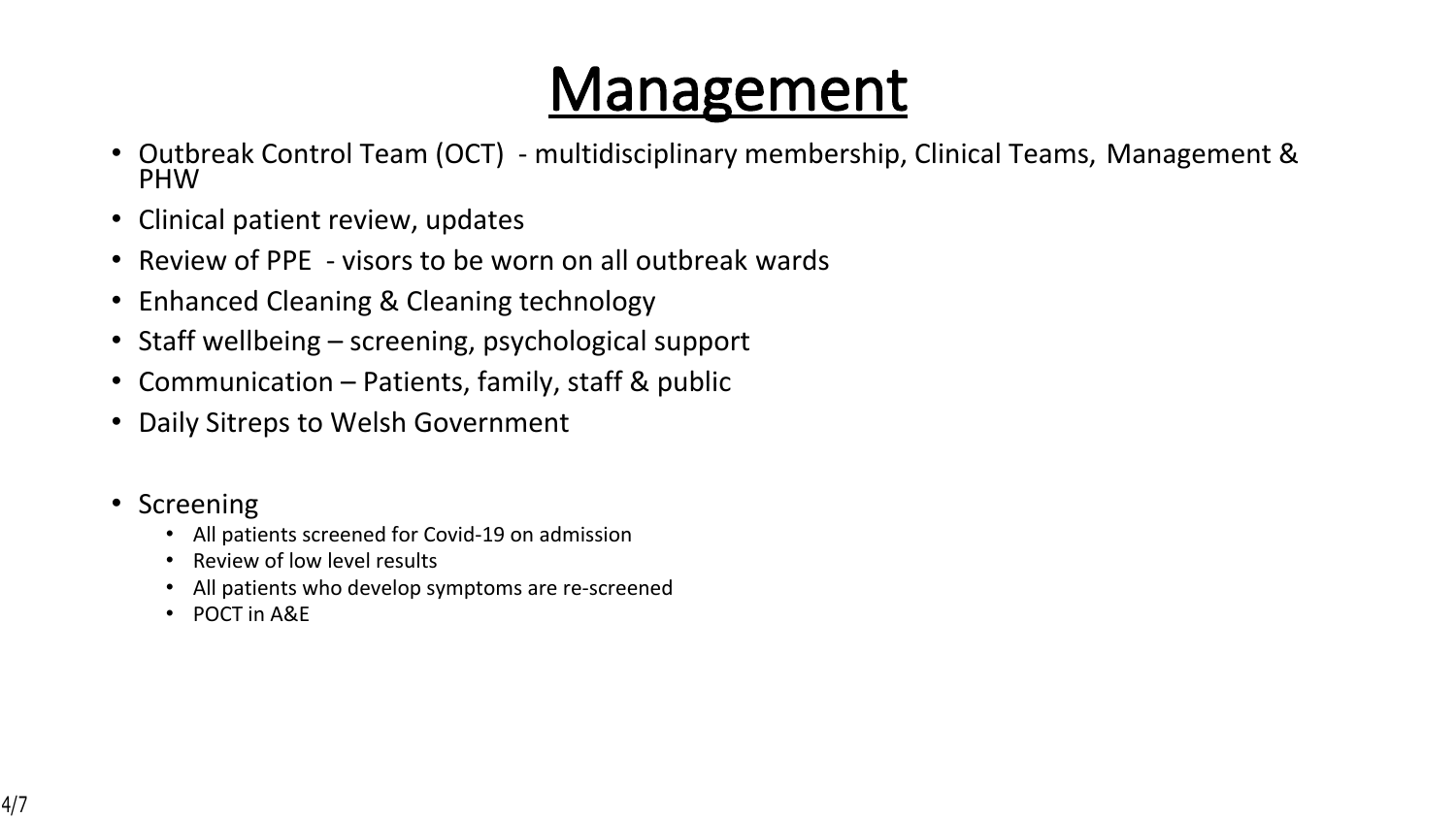# Management

- Outbreak Control Team (OCT) - multidisciplinary membership, Clinical Teams, Management & PHW
- Clinical patient review, updates
- Review of PPE - visors to be worn on all outbreak wards
- Enhanced Cleaning & Cleaning technology
- Staff wellbeing – screening, psychological support
- Communication – Patients, family, staff & public
- Daily Sitreps to Welsh Government

- Screening
  - All patients screened for Covid-19 on admission
  - Review of low level results
  - All patients who develop symptoms are re-screened
  - POCT in A&E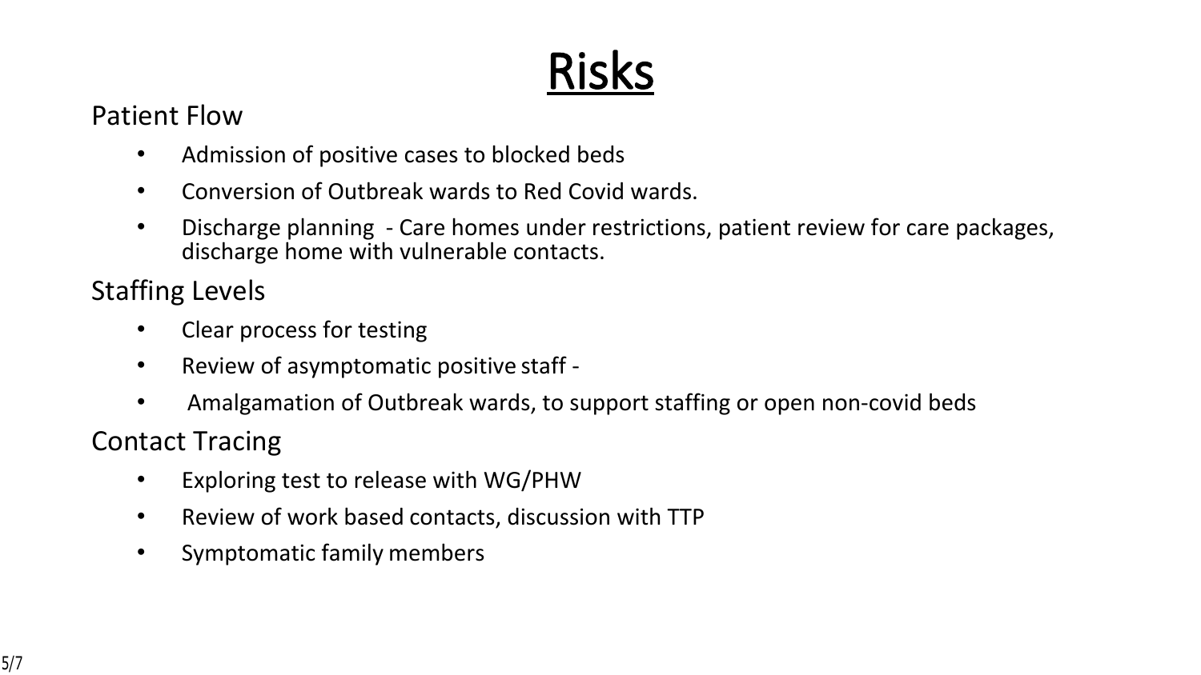# Risks

## Patient Flow

- Admission of positive cases to blocked beds
- Conversion of Outbreak wards to Red Covid wards.
- Discharge planning - Care homes under restrictions, patient review for care packages, discharge home with vulnerable contacts.

## Staffing Levels

- Clear process for testing
- Review of asymptomatic positive staff -
- Amalgamation of Outbreak wards, to support staffing or open non-covid beds

## Contact Tracing

- Exploring test to release with WG/PHW
- Review of work based contacts, discussion with TTP
- Symptomatic family members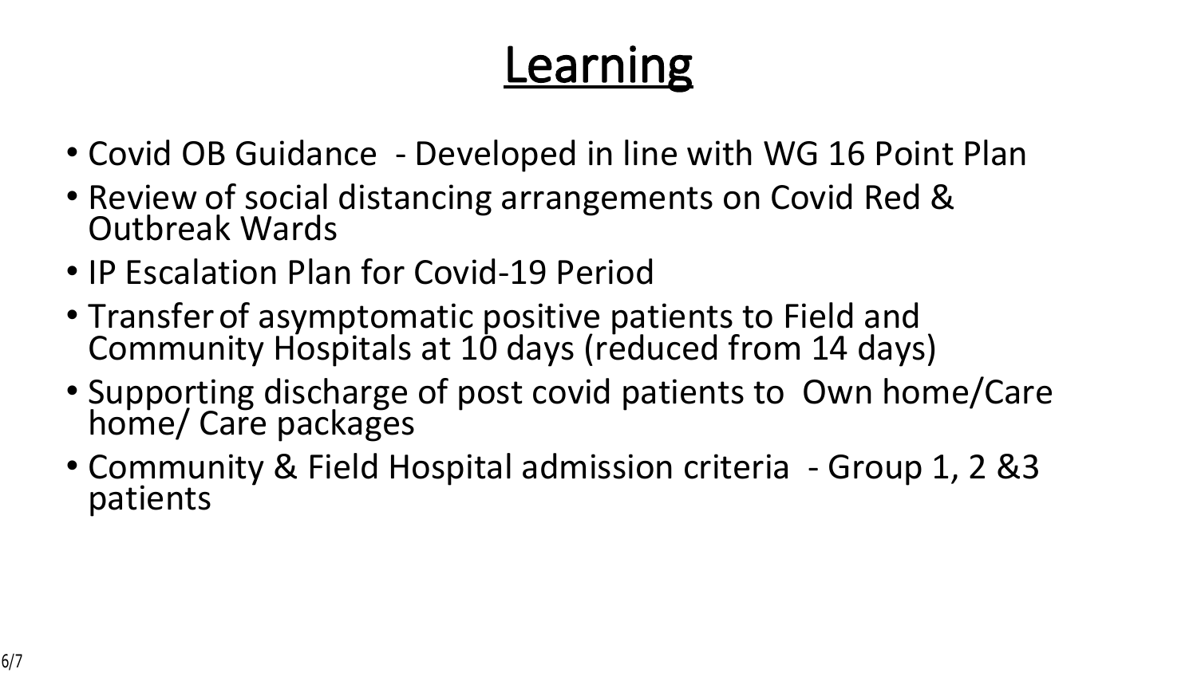# Learning

- Covid OB Guidance - Developed in line with WG 16 Point Plan
- Review of social distancing arrangements on Covid Red & Outbreak Wards
- IP Escalation Plan for Covid-19 Period
- Transfer of asymptomatic positive patients to Field and Community Hospitals at 10 days (reduced from 14 days)
- Supporting discharge of post covid patients to Own home/Care home/ Care packages
- Community & Field Hospital admission criteria - Group 1, 2 &3 patients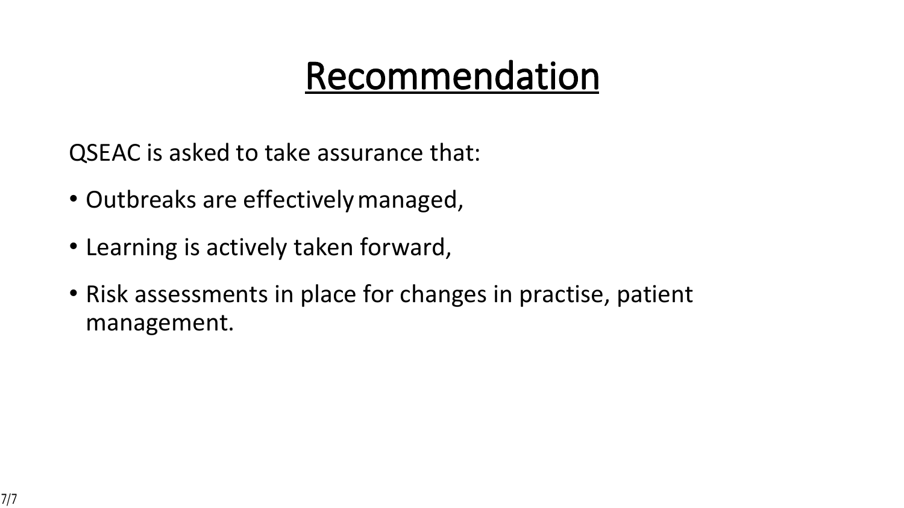# Recommendation

QSEAC is asked to take assurance that:

- Outbreaks are effectively managed,
- Learning is actively taken forward,
- Risk assessments in place for changes in practise, patient management.